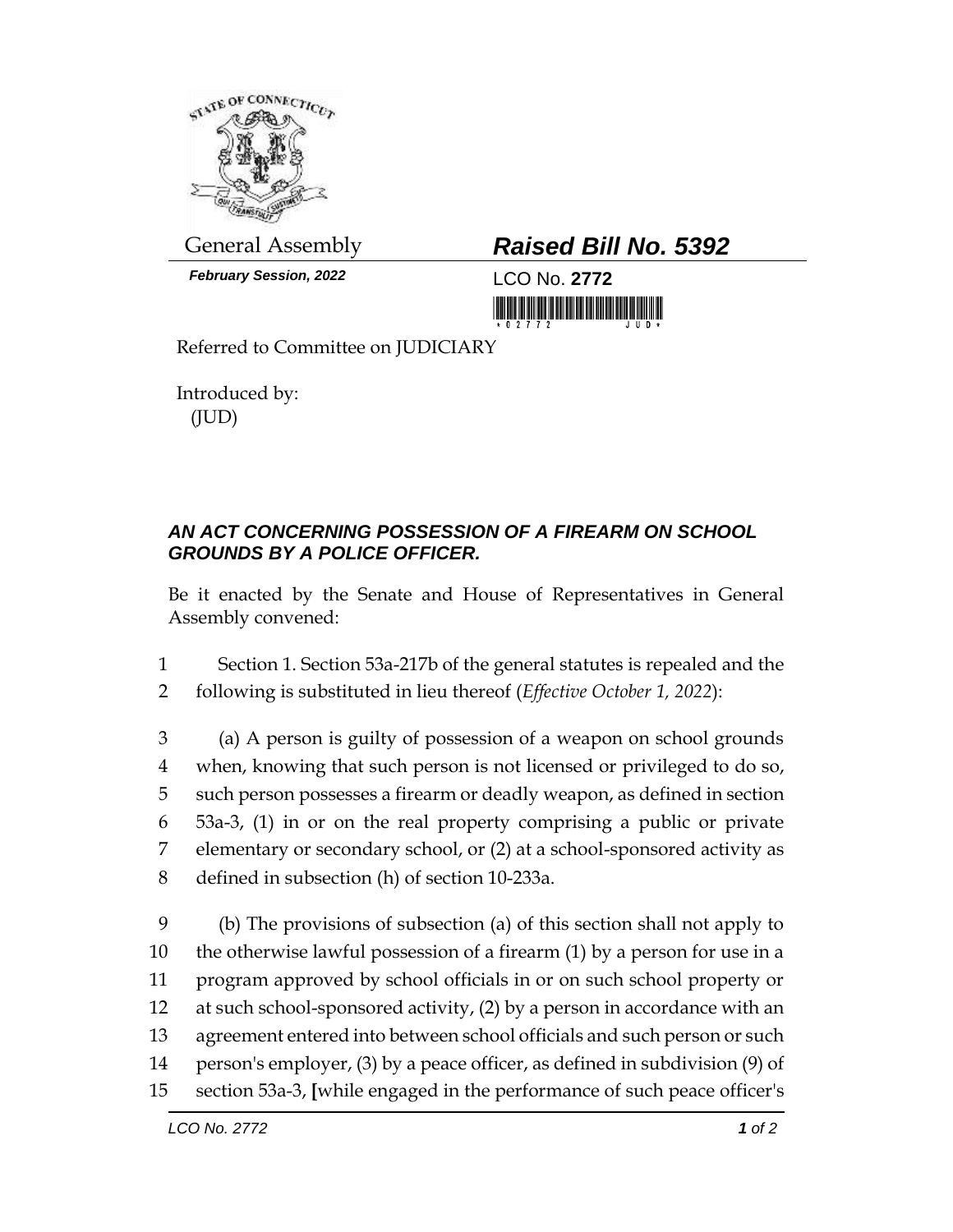General Assembly

**February Session, 2022**

# *Raised Bill No. 5392*

LCO No. **2772**

Referred to Committee on JUDICIARY

Introduced by:
(JUD)

## *AN ACT CONCERNING POSSESSION OF A FIREARM ON SCHOOL GROUNDS BY A POLICE OFFICER.*

Be it enacted by the Senate and House of Representatives in General Assembly convened:

1 Section 1. Section 53a-217b of the general statutes is repealed and the
2 following is substituted in lieu thereof (*Effective October 1, 2022*):

3 (a) A person is guilty of possession of a weapon on school grounds
4 when, knowing that such person is not licensed or privileged to do so,
5 such person possesses a firearm or deadly weapon, as defined in section
6 53a-3, (1) in or on the real property comprising a public or private
7 elementary or secondary school, or (2) at a school-sponsored activity as
8 defined in subsection (h) of section 10-233a.

9 (b) The provisions of subsection (a) of this section shall not apply to
10 the otherwise lawful possession of a firearm (1) by a person for use in a
11 program approved by school officials in or on such school property or
12 at such school-sponsored activity, (2) by a person in accordance with an
13 agreement entered into between school officials and such person or such
14 person's employer, (3) by a peace officer, as defined in subdivision (9) of
15 section 53a-3, **[**while engaged in the performance of such peace officer's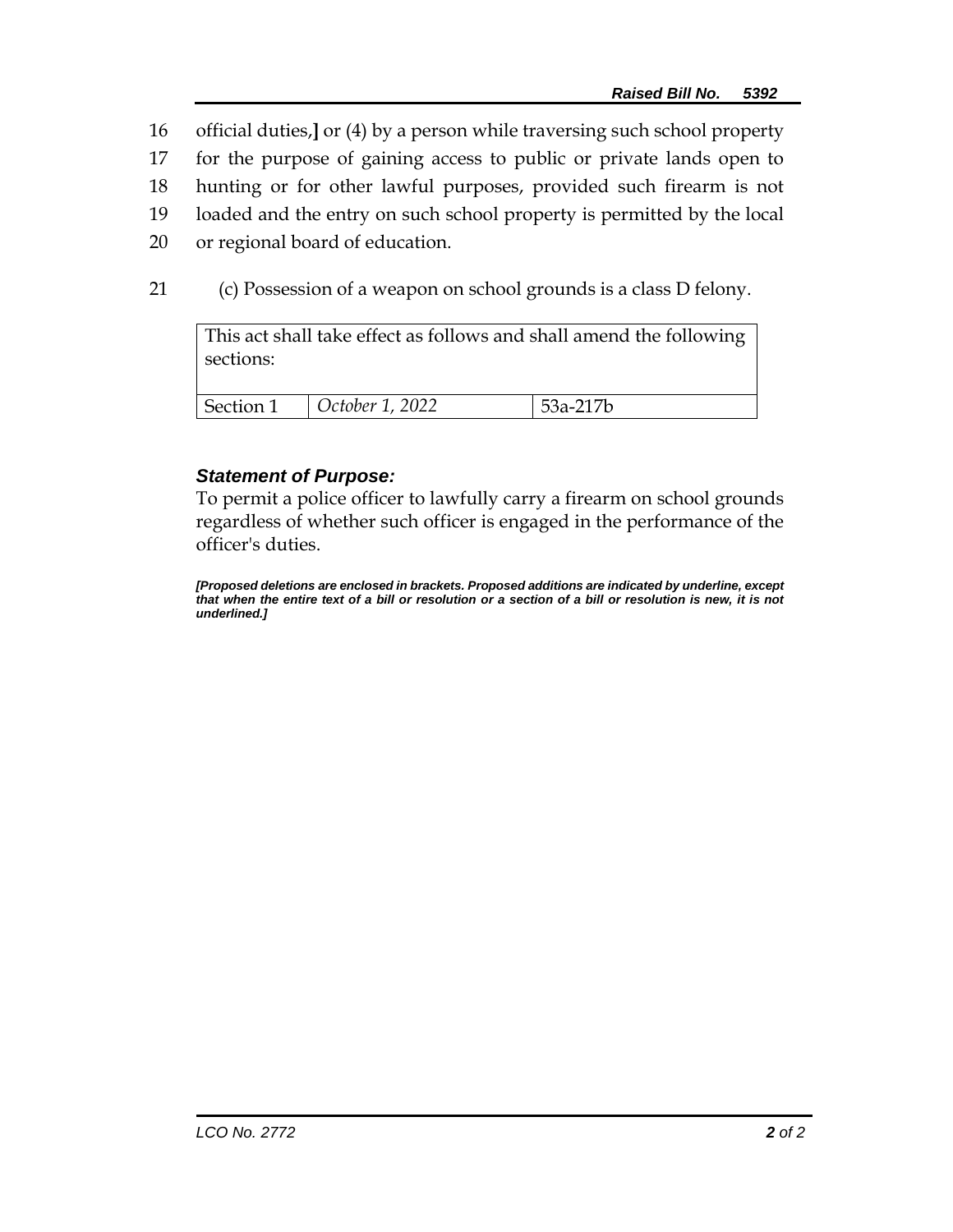16 official duties,] or (4) by a person while traversing such school property
17 for the purpose of gaining access to public or private lands open to
18 hunting or for other lawful purposes, provided such firearm is not
19 loaded and the entry on such school property is permitted by the local
20 or regional board of education.

21 (c) Possession of a weapon on school grounds is a class D felony.

| This act shall take effect as follows and shall amend the following sections: | | |
|---|---|---|
| Section 1 | *October 1, 2022* | 53a-217b |

### *Statement of Purpose:*

To permit a police officer to lawfully carry a firearm on school grounds regardless of whether such officer is engaged in the performance of the officer's duties.

***[Proposed deletions are enclosed in brackets. Proposed additions are indicated by underline, except that when the entire text of a bill or resolution or a section of a bill or resolution is new, it is not underlined.]***